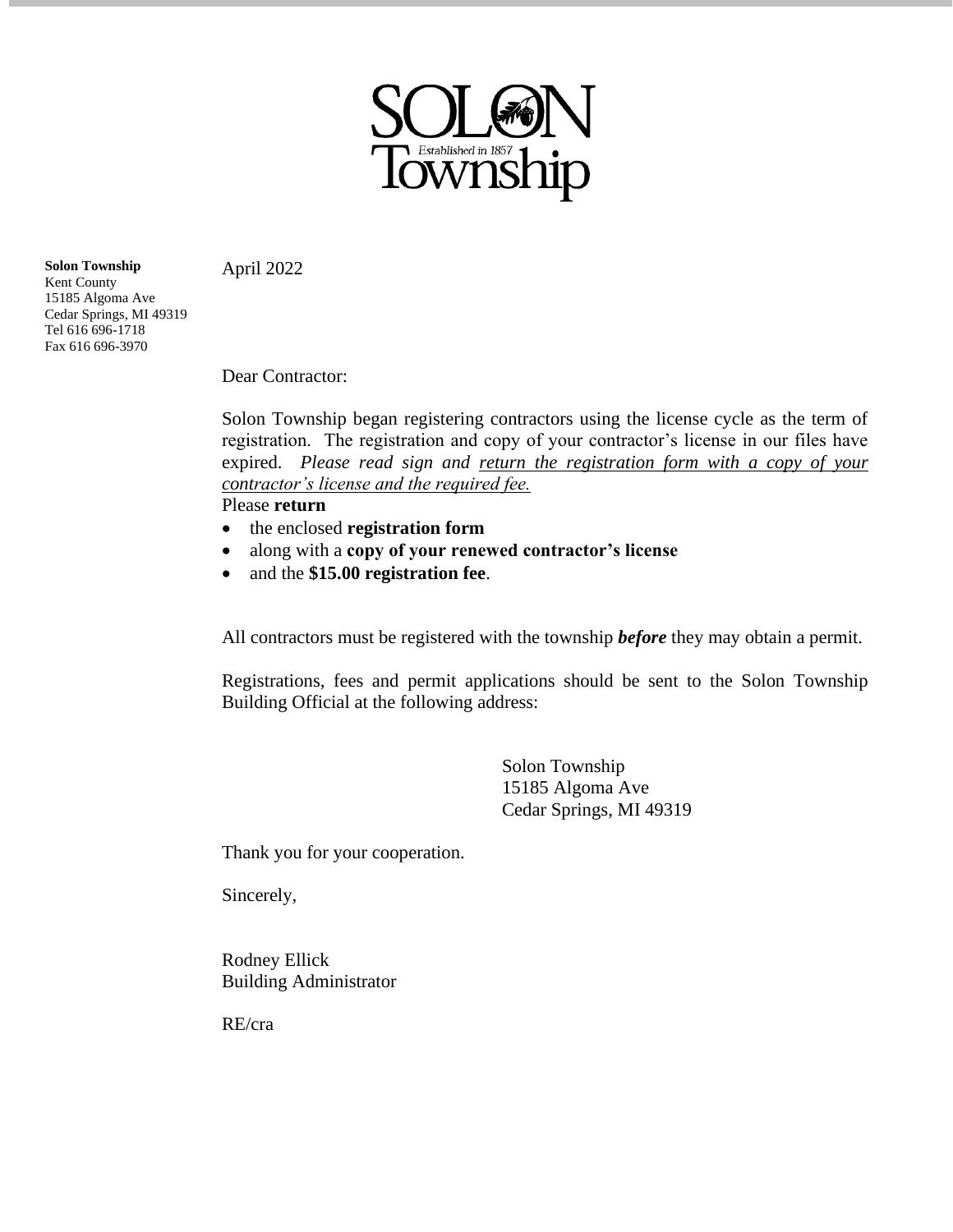SOLON Township
Established in 1857

**Solon Township**
Kent County
15185 Algoma Ave
Cedar Springs, MI 49319
Tel 616 696-1718
Fax 616 696-3970

April 2022

Dear Contractor:

Solon Township began registering contractors using the license cycle as the term of registration. The registration and copy of your contractor's license in our files have expired. *Please read sign and return the registration form with a copy of your contractor's license and the required fee.*

Please **return**

- the enclosed **registration form**
- along with a **copy of your renewed contractor's license**
- and the **$15.00 registration fee**.

All contractors must be registered with the township ***before*** they may obtain a permit.

Registrations, fees and permit applications should be sent to the Solon Township Building Official at the following address:

Solon Township
15185 Algoma Ave
Cedar Springs, MI 49319

Thank you for your cooperation.

Sincerely,

Rodney Ellick
Building Administrator

RE/cra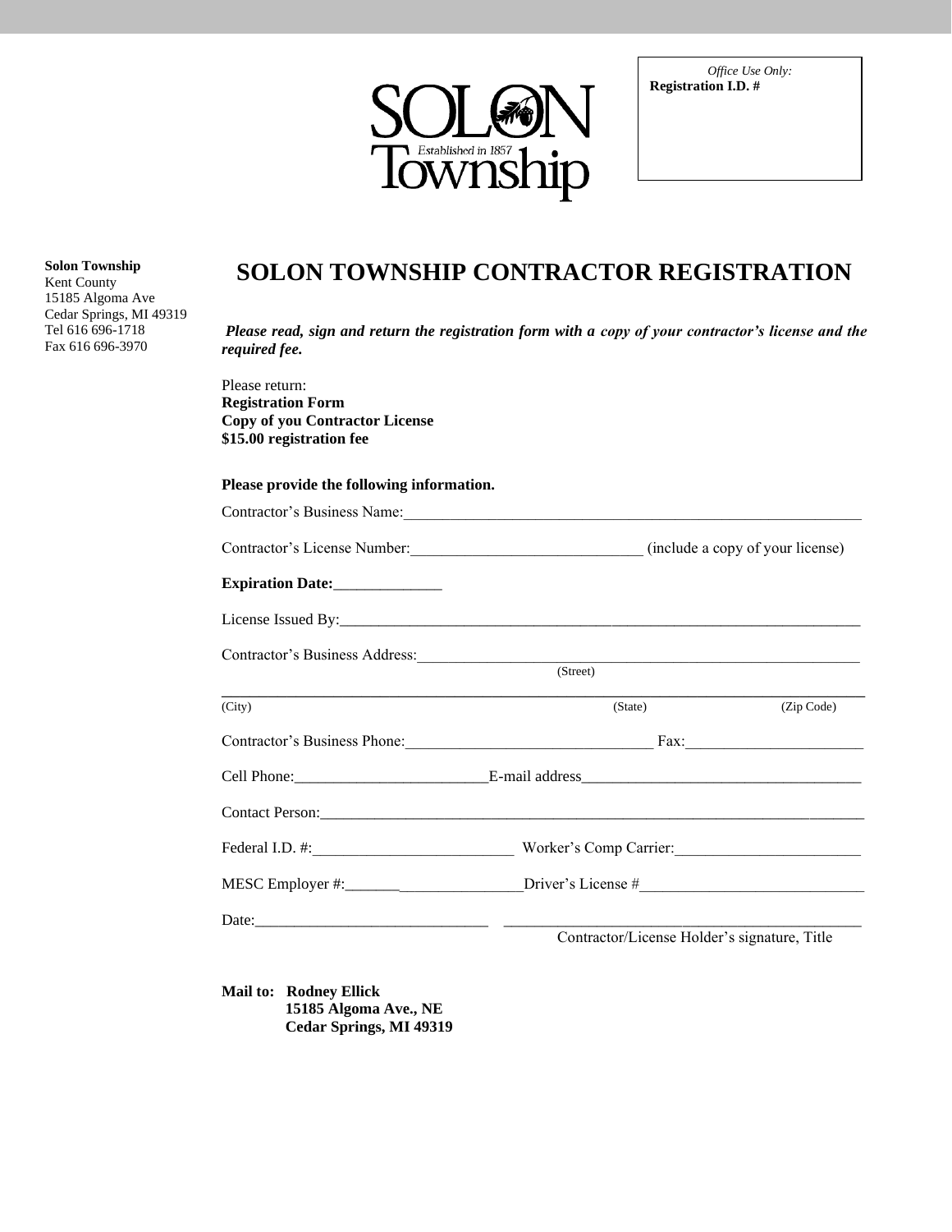SOLON Township
Established in 1857

*Office Use Only:*
**Registration I.D. #**

**Solon Township**
Kent County
15185 Algoma Ave
Cedar Springs, MI 49319
Tel 616 696-1718
Fax 616 696-3970

# SOLON TOWNSHIP CONTRACTOR REGISTRATION

***Please read, sign and return the registration form with a copy of your contractor's license and the required fee.***

Please return:
**Registration Form**
**Copy of you Contractor License**
**$15.00 registration fee**

**Please provide the following information.**

Contractor's Business Name:______________________________________________________________

Contractor's License Number:______________________________ (include a copy of your license)

**Expiration Date:**______________

License Issued By:_________________________________________________________________________

Contractor's Business Address:_____________________________________________________________
(Street)

_______________________________________________________________________________________
(City) (State) (Zip Code)

Contractor's Business Phone:________________________________ Fax:_______________________

Cell Phone:_________________________E-mail address____________________________________

Contact Person:_____________________________________________________________________________

Federal I.D. #:__________________________ Worker's Comp Carrier:________________________

MESC Employer #:_______________________Driver's License #_____________________________

Date:______________________________ _____________________________________________
Contractor/License Holder's signature, Title

**Mail to: Rodney Ellick**
**15185 Algoma Ave., NE**
**Cedar Springs, MI 49319**